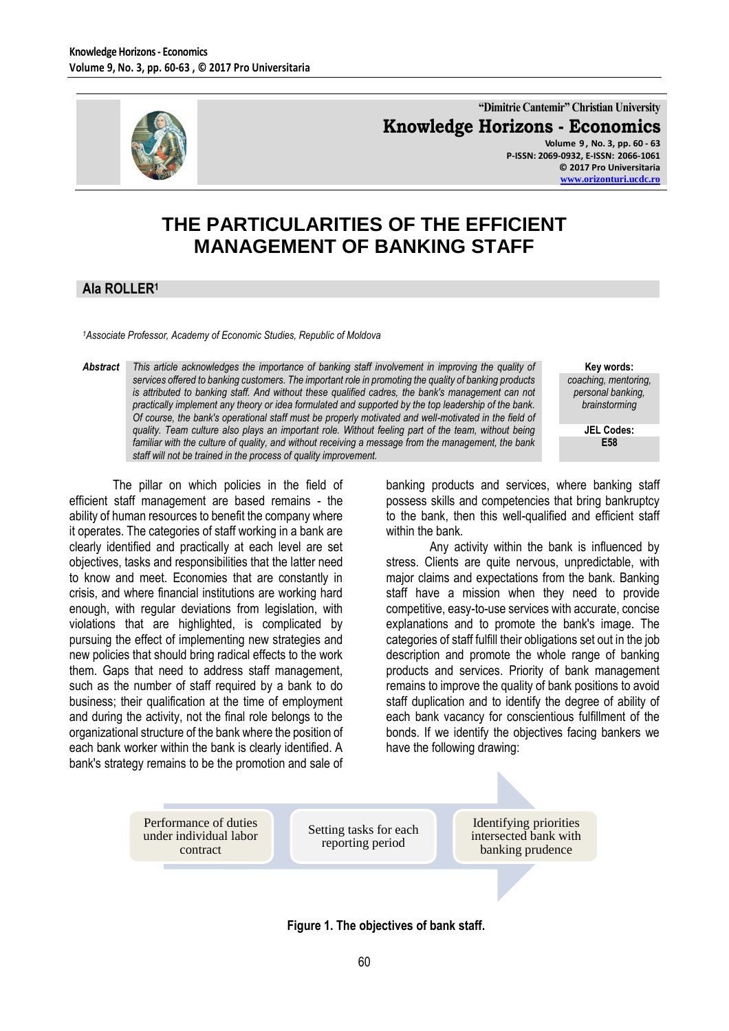# THE PARTICULARITIES OF THE EFFICIENT MANAGEMENT OF BANKING STAFF

## Ala ROLLER[1]

*[1]Associate Professor, Academy of Economic Studies, Republic of Moldova*

***Abstract*** *This article acknowledges the importance of banking staff involvement in improving the quality of services offered to banking customers. The important role in promoting the quality of banking products is attributed to banking staff. And without these qualified cadres, the bank's management can not practically implement any theory or idea formulated and supported by the top leadership of the bank. Of course, the bank's operational staff must be properly motivated and well-motivated in the field of quality. Team culture also plays an important role. Without feeling part of the team, without being familiar with the culture of quality, and without receiving a message from the management, the bank staff will not be trained in the process of quality improvement.*

**Key words:** *coaching, mentoring, personal banking, brainstorming*

**JEL Codes:** **E58**

The pillar on which policies in the field of efficient staff management are based remains - the ability of human resources to benefit the company where it operates. The categories of staff working in a bank are clearly identified and practically at each level are set objectives, tasks and responsibilities that the latter need to know and meet. Economies that are constantly in crisis, and where financial institutions are working hard enough, with regular deviations from legislation, with violations that are highlighted, is complicated by pursuing the effect of implementing new strategies and new policies that should bring radical effects to the work them. Gaps that need to address staff management, such as the number of staff required by a bank to do business; their qualification at the time of employment and during the activity, not the final role belongs to the organizational structure of the bank where the position of each bank worker within the bank is clearly identified. A bank's strategy remains to be the promotion and sale of banking products and services, where banking staff possess skills and competencies that bring bankruptcy to the bank, then this well-qualified and efficient staff within the bank.

Any activity within the bank is influenced by stress. Clients are quite nervous, unpredictable, with major claims and expectations from the bank. Banking staff have a mission when they need to provide competitive, easy-to-use services with accurate, concise explanations and to promote the bank's image. The categories of staff fulfill their obligations set out in the job description and promote the whole range of banking products and services. Priority of bank management remains to improve the quality of bank positions to avoid staff duplication and to identify the degree of ability of each bank vacancy for conscientious fulfillment of the bonds. If we identify the objectives facing bankers we have the following drawing:

Performance of duties under individual labor contract → Setting tasks for each reporting period → Identifying priorities intersected bank with banking prudence

**Figure 1. The objectives of bank staff.**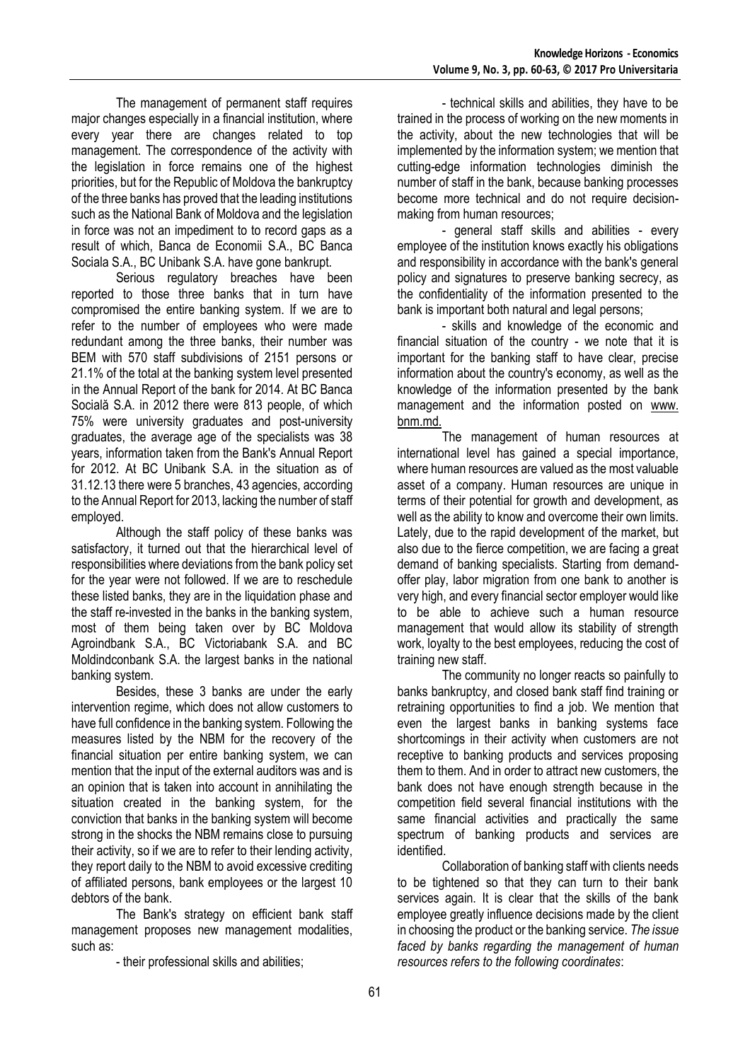The management of permanent staff requires major changes especially in a financial institution, where every year there are changes related to top management. The correspondence of the activity with the legislation in force remains one of the highest priorities, but for the Republic of Moldova the bankruptcy of the three banks has proved that the leading institutions such as the National Bank of Moldova and the legislation in force was not an impediment to to record gaps as a result of which, Banca de Economii S.A., BC Banca Sociala S.A., BC Unibank S.A. have gone bankrupt.

Serious regulatory breaches have been reported to those three banks that in turn have compromised the entire banking system. If we are to refer to the number of employees who were made redundant among the three banks, their number was BEM with 570 staff subdivisions of 2151 persons or 21.1% of the total at the banking system level presented in the Annual Report of the bank for 2014. At BC Banca Socială S.A. in 2012 there were 813 people, of which 75% were university graduates and post-university graduates, the average age of the specialists was 38 years, information taken from the Bank's Annual Report for 2012. At BC Unibank S.A. in the situation as of 31.12.13 there were 5 branches, 43 agencies, according to the Annual Report for 2013, lacking the number of staff employed.

Although the staff policy of these banks was satisfactory, it turned out that the hierarchical level of responsibilities where deviations from the bank policy set for the year were not followed. If we are to reschedule these listed banks, they are in the liquidation phase and the staff re-invested in the banks in the banking system, most of them being taken over by BC Moldova Agroindbank S.A., BC Victoriabank S.A. and BC Moldindconbank S.A. the largest banks in the national banking system.

Besides, these 3 banks are under the early intervention regime, which does not allow customers to have full confidence in the banking system. Following the measures listed by the NBM for the recovery of the financial situation per entire banking system, we can mention that the input of the external auditors was and is an opinion that is taken into account in annihilating the situation created in the banking system, for the conviction that banks in the banking system will become strong in the shocks the NBM remains close to pursuing their activity, so if we are to refer to their lending activity, they report daily to the NBM to avoid excessive crediting of affiliated persons, bank employees or the largest 10 debtors of the bank.

The Bank's strategy on efficient bank staff management proposes new management modalities, such as:

- their professional skills and abilities;
- technical skills and abilities, they have to be trained in the process of working on the new moments in the activity, about the new technologies that will be implemented by the information system; we mention that cutting-edge information technologies diminish the number of staff in the bank, because banking processes become more technical and do not require decision-making from human resources;
- general staff skills and abilities - every employee of the institution knows exactly his obligations and responsibility in accordance with the bank's general policy and signatures to preserve banking secrecy, as the confidentiality of the information presented to the bank is important both natural and legal persons;
- skills and knowledge of the economic and financial situation of the country - we note that it is important for the banking staff to have clear, precise information about the country's economy, as well as the knowledge of the information presented by the bank management and the information posted on www. bnm.md.

The management of human resources at international level has gained a special importance, where human resources are valued as the most valuable asset of a company. Human resources are unique in terms of their potential for growth and development, as well as the ability to know and overcome their own limits. Lately, due to the rapid development of the market, but also due to the fierce competition, we are facing a great demand of banking specialists. Starting from demand-offer play, labor migration from one bank to another is very high, and every financial sector employer would like to be able to achieve such a human resource management that would allow its stability of strength work, loyalty to the best employees, reducing the cost of training new staff.

The community no longer reacts so painfully to banks bankruptcy, and closed bank staff find training or retraining opportunities to find a job. We mention that even the largest banks in banking systems face shortcomings in their activity when customers are not receptive to banking products and services proposing them to them. And in order to attract new customers, the bank does not have enough strength because in the competition field several financial institutions with the same financial activities and practically the same spectrum of banking products and services are identified.

Collaboration of banking staff with clients needs to be tightened so that they can turn to their bank services again. It is clear that the skills of the bank employee greatly influence decisions made by the client in choosing the product or the banking service. *The issue faced by banks regarding the management of human resources refers to the following coordinates*: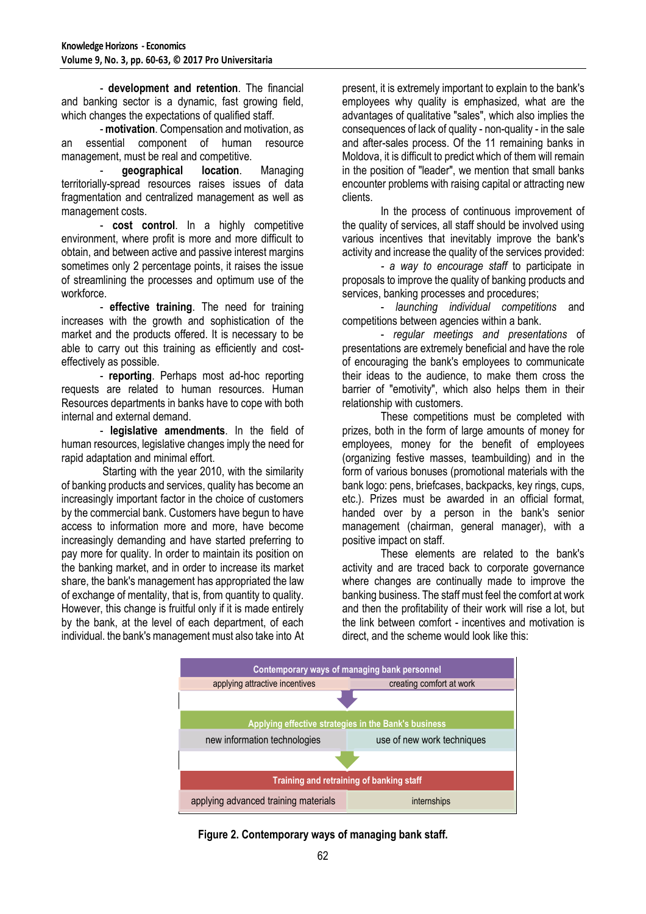- **development and retention**. The financial and banking sector is a dynamic, fast growing field, which changes the expectations of qualified staff.

- **motivation**. Compensation and motivation, as an essential component of human resource management, must be real and competitive.

- **geographical location**. Managing territorially-spread resources raises issues of data fragmentation and centralized management as well as management costs.

- **cost control**. In a highly competitive environment, where profit is more and more difficult to obtain, and between active and passive interest margins sometimes only 2 percentage points, it raises the issue of streamlining the processes and optimum use of the workforce.

- **effective training**. The need for training increases with the growth and sophistication of the market and the products offered. It is necessary to be able to carry out this training as efficiently and cost-effectively as possible.

- **reporting**. Perhaps most ad-hoc reporting requests are related to human resources. Human Resources departments in banks have to cope with both internal and external demand.

- **legislative amendments**. In the field of human resources, legislative changes imply the need for rapid adaptation and minimal effort.

Starting with the year 2010, with the similarity of banking products and services, quality has become an increasingly important factor in the choice of customers by the commercial bank. Customers have begun to have access to information more and more, have become increasingly demanding and have started preferring to pay more for quality. In order to maintain its position on the banking market, and in order to increase its market share, the bank's management has appropriated the law of exchange of mentality, that is, from quantity to quality. However, this change is fruitful only if it is made entirely by the bank, at the level of each department, of each individual. the bank's management must also take into At present, it is extremely important to explain to the bank's employees why quality is emphasized, what are the advantages of qualitative "sales", which also implies the consequences of lack of quality - non-quality - in the sale and after-sales process. Of the 11 remaining banks in Moldova, it is difficult to predict which of them will remain in the position of "leader", we mention that small banks encounter problems with raising capital or attracting new clients.

In the process of continuous improvement of the quality of services, all staff should be involved using various incentives that inevitably improve the bank's activity and increase the quality of the services provided:

- *a way to encourage staff* to participate in proposals to improve the quality of banking products and services, banking processes and procedures;

- *launching individual competitions* and competitions between agencies within a bank.

- *regular meetings and presentations* of presentations are extremely beneficial and have the role of encouraging the bank's employees to communicate their ideas to the audience, to make them cross the barrier of "emotivity", which also helps them in their relationship with customers.

These competitions must be completed with prizes, both in the form of large amounts of money for employees, money for the benefit of employees (organizing festive masses, teambuilding) and in the form of various bonuses (promotional materials with the bank logo: pens, briefcases, backpacks, key rings, cups, etc.). Prizes must be awarded in an official format, handed over by a person in the bank's senior management (chairman, general manager), with a positive impact on staff.

These elements are related to the bank's activity and are traced back to corporate governance where changes are continually made to improve the banking business. The staff must feel the comfort at work and then the profitability of their work will rise a lot, but the link between comfort - incentives and motivation is direct, and the scheme would look like this:

| Contemporary ways of managing bank personnel | |
|---|---|
| applying attractive incentives | creating comfort at work |
| **Applying effective strategies in the Bank's business** | |
| new information technologies | use of new work techniques |
| **Training and retraining of banking staff** | |
| applying advanced training materials | internships |

**Figure 2. Contemporary ways of managing bank staff.**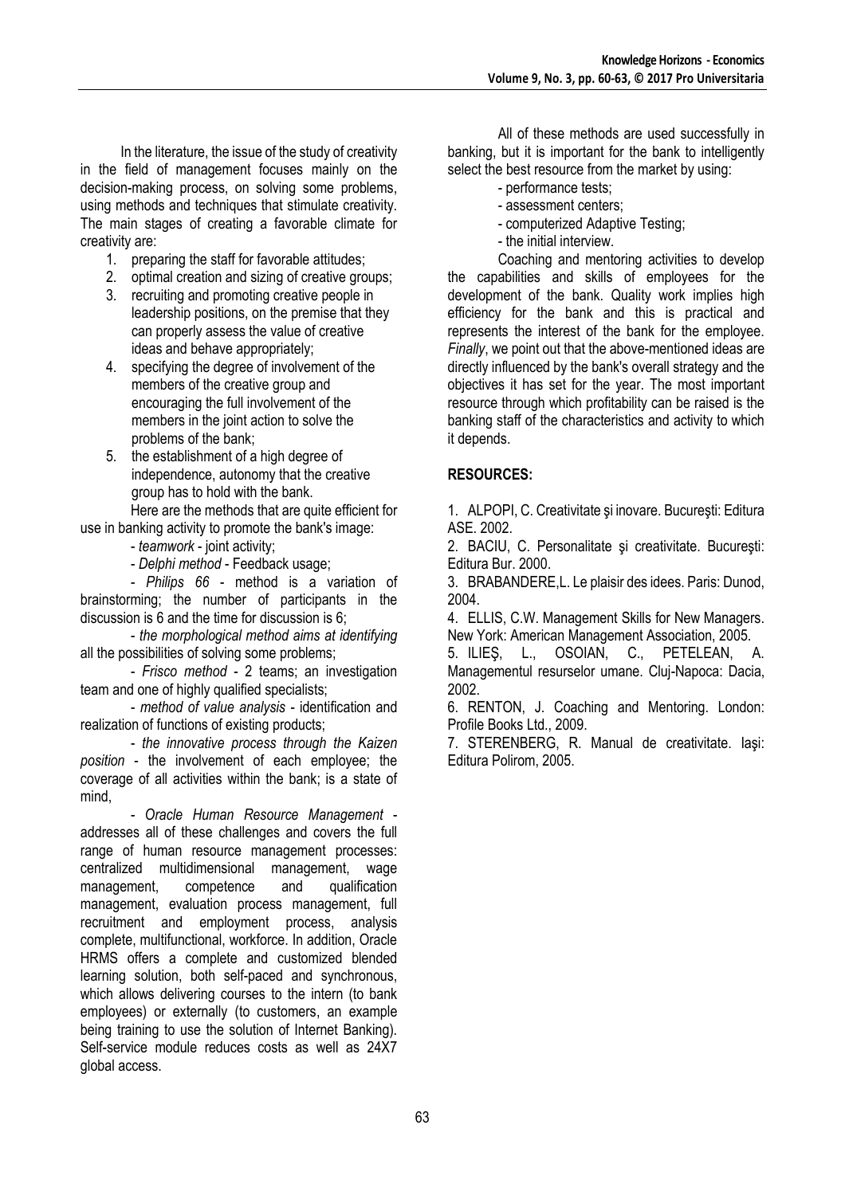In the literature, the issue of the study of creativity in the field of management focuses mainly on the decision-making process, on solving some problems, using methods and techniques that stimulate creativity. The main stages of creating a favorable climate for creativity are:

1. preparing the staff for favorable attitudes;
2. optimal creation and sizing of creative groups;
3. recruiting and promoting creative people in leadership positions, on the premise that they can properly assess the value of creative ideas and behave appropriately;
4. specifying the degree of involvement of the members of the creative group and encouraging the full involvement of the members in the joint action to solve the problems of the bank;
5. the establishment of a high degree of independence, autonomy that the creative group has to hold with the bank.

Here are the methods that are quite efficient for use in banking activity to promote the bank's image:

- *teamwork* - joint activity;
- *Delphi method* - Feedback usage;
- *Philips 66* - method is a variation of brainstorming; the number of participants in the discussion is 6 and the time for discussion is 6;
- *the morphological method aims at identifying* all the possibilities of solving some problems;
- *Frisco method* - 2 teams; an investigation team and one of highly qualified specialists;
- *method of value analysis* - identification and realization of functions of existing products;
- *the innovative process through the Kaizen position* - the involvement of each employee; the coverage of all activities within the bank; is a state of mind,
- *Oracle Human Resource Management* - addresses all of these challenges and covers the full range of human resource management processes: centralized multidimensional management, wage management, competence and qualification management, evaluation process management, full recruitment and employment process, analysis complete, multifunctional, workforce. In addition, Oracle HRMS offers a complete and customized blended learning solution, both self-paced and synchronous, which allows delivering courses to the intern (to bank employees) or externally (to customers, an example being training to use the solution of Internet Banking). Self-service module reduces costs as well as 24X7 global access.

All of these methods are used successfully in banking, but it is important for the bank to intelligently select the best resource from the market by using:

- performance tests;
- assessment centers;
- computerized Adaptive Testing;
- the initial interview.

Coaching and mentoring activities to develop the capabilities and skills of employees for the development of the bank. Quality work implies high efficiency for the bank and this is practical and represents the interest of the bank for the employee. *Finally*, we point out that the above-mentioned ideas are directly influenced by the bank's overall strategy and the objectives it has set for the year. The most important resource through which profitability can be raised is the banking staff of the characteristics and activity to which it depends.

## RESOURCES:

1. ALPOPI, C. Creativitate şi inovare. Bucureşti: Editura ASE. 2002.
2. BACIU, C. Personalitate şi creativitate. Bucureşti: Editura Bur. 2000.
3. BRABANDERE,L. Le plaisir des idees. Paris: Dunod, 2004.
4. ELLIS, C.W. Management Skills for New Managers. New York: American Management Association, 2005.
5. ILIEŞ, L., OSOIAN, C., PETELEAN, A. Managementul resurselor umane. Cluj-Napoca: Dacia, 2002.
6. RENTON, J. Coaching and Mentoring. London: Profile Books Ltd., 2009.
7. STERENBERG, R. Manual de creativitate. Iaşi: Editura Polirom, 2005.